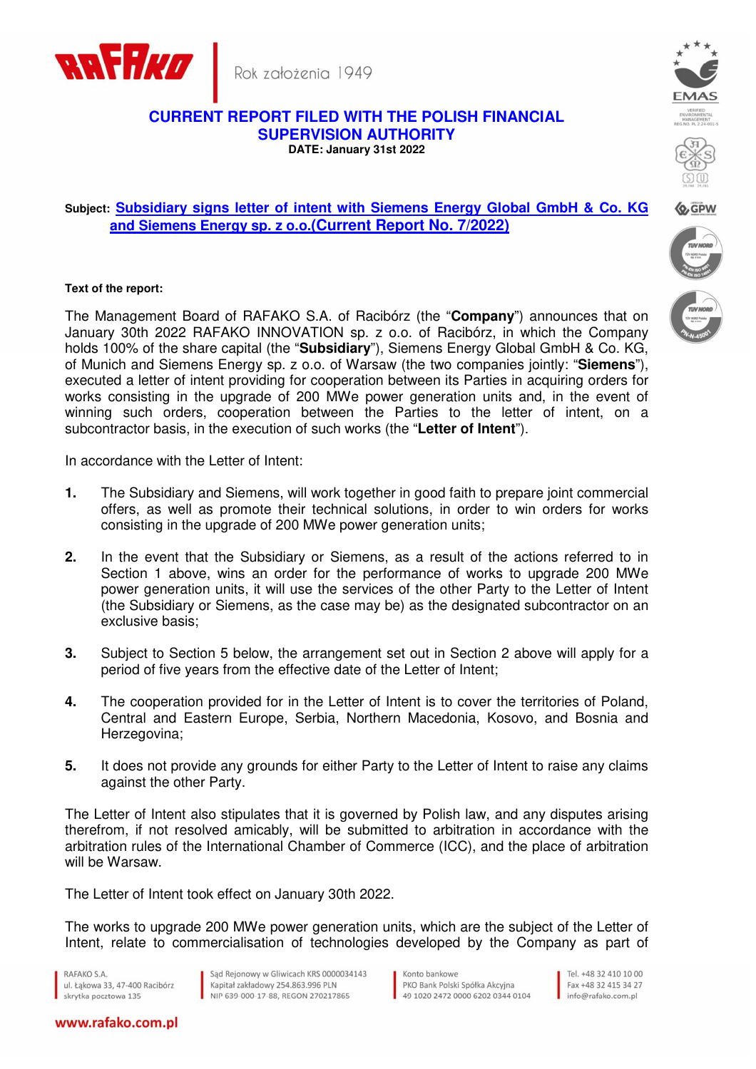Rok założenia 1949

# CURRENT REPORT FILED WITH THE POLISH FINANCIAL SUPERVISION AUTHORITY

**DATE: January 31st 2022**

**Subject:** **Subsidiary signs letter of intent with Siemens Energy Global GmbH & Co. KG and Siemens Energy sp. z o.o.(Current Report No. 7/2022)**

**Text of the report:**

The Management Board of RAFAKO S.A. of Racibórz (the "**Company**") announces that on January 30th 2022 RAFAKO INNOVATION sp. z o.o. of Racibórz, in which the Company holds 100% of the share capital (the "**Subsidiary**"), Siemens Energy Global GmbH & Co. KG, of Munich and Siemens Energy sp. z o.o. of Warsaw (the two companies jointly: "**Siemens**"), executed a letter of intent providing for cooperation between its Parties in acquiring orders for works consisting in the upgrade of 200 MWe power generation units and, in the event of winning such orders, cooperation between the Parties to the letter of intent, on a subcontractor basis, in the execution of such works (the "**Letter of Intent**").

In accordance with the Letter of Intent:

1. The Subsidiary and Siemens, will work together in good faith to prepare joint commercial offers, as well as promote their technical solutions, in order to win orders for works consisting in the upgrade of 200 MWe power generation units;
2. In the event that the Subsidiary or Siemens, as a result of the actions referred to in Section 1 above, wins an order for the performance of works to upgrade 200 MWe power generation units, it will use the services of the other Party to the Letter of Intent (the Subsidiary or Siemens, as the case may be) as the designated subcontractor on an exclusive basis;
3. Subject to Section 5 below, the arrangement set out in Section 2 above will apply for a period of five years from the effective date of the Letter of Intent;
4. The cooperation provided for in the Letter of Intent is to cover the territories of Poland, Central and Eastern Europe, Serbia, Northern Macedonia, Kosovo, and Bosnia and Herzegovina;
5. It does not provide any grounds for either Party to the Letter of Intent to raise any claims against the other Party.

The Letter of Intent also stipulates that it is governed by Polish law, and any disputes arising therefrom, if not resolved amicably, will be submitted to arbitration in accordance with the arbitration rules of the International Chamber of Commerce (ICC), and the place of arbitration will be Warsaw.

The Letter of Intent took effect on January 30th 2022.

The works to upgrade 200 MWe power generation units, which are the subject of the Letter of Intent, relate to commercialisation of technologies developed by the Company as part of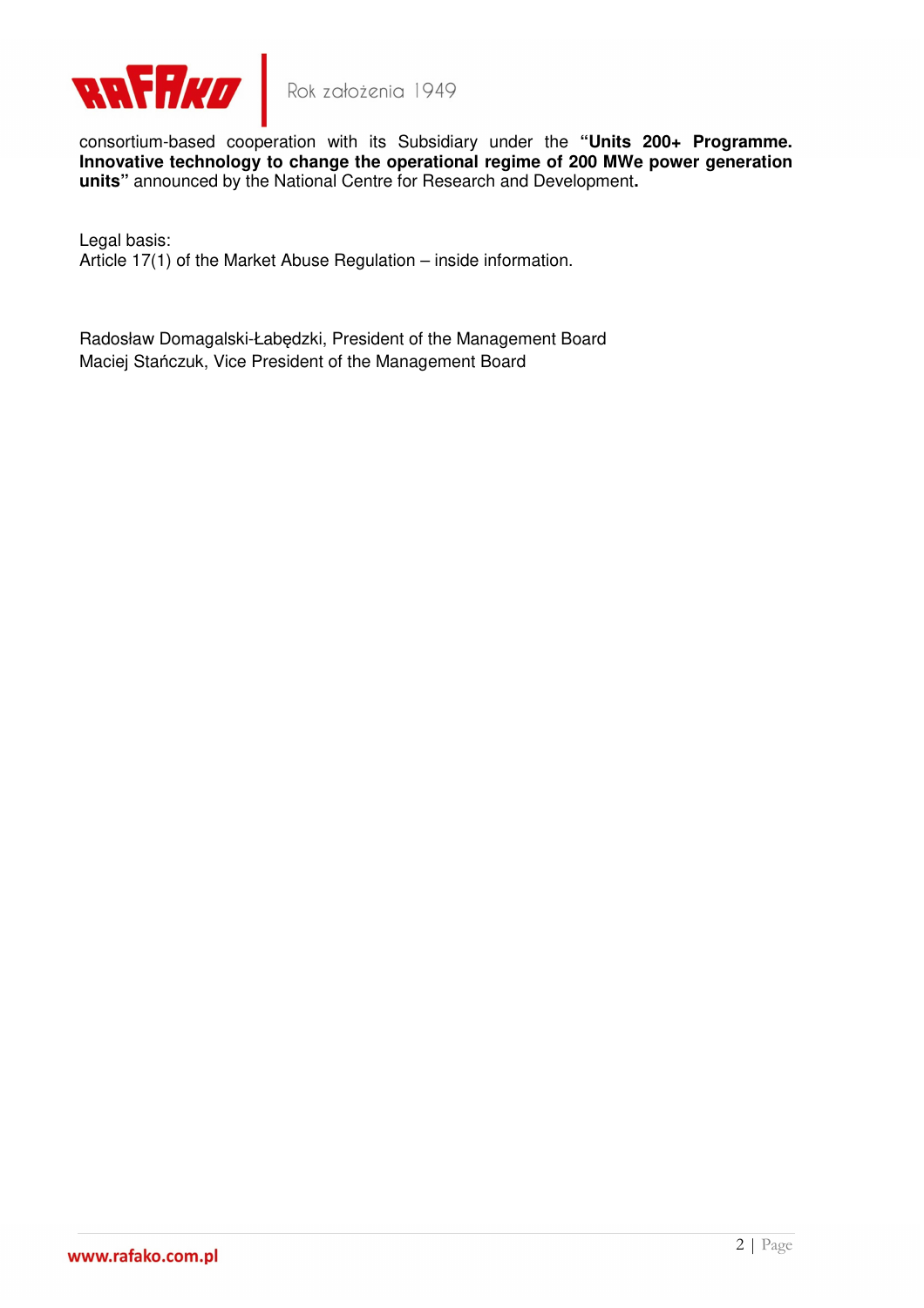consortium-based cooperation with its Subsidiary under the **"Units 200+ Programme. Innovative technology to change the operational regime of 200 MWe power generation units"** announced by the National Centre for Research and Development**.**

Legal basis:
Article 17(1) of the Market Abuse Regulation – inside information.

Radosław Domagalski-Łabędzki, President of the Management Board
Maciej Stańczuk, Vice President of the Management Board